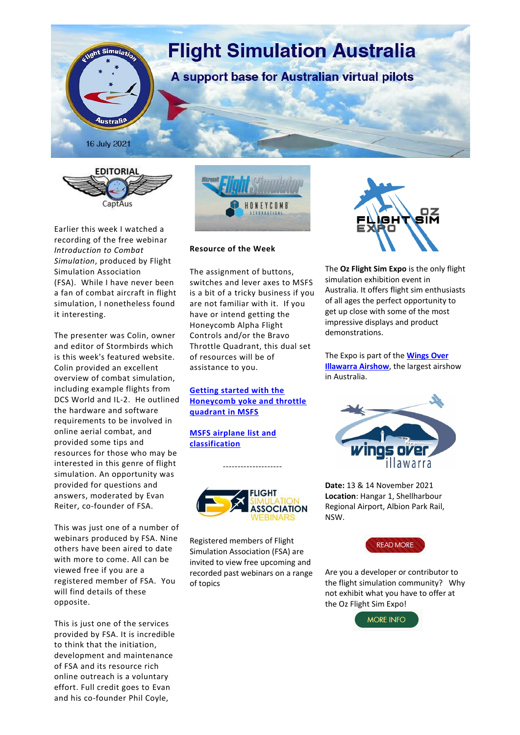# Flight Simulation Australia

## A support base for Australian virtual pilots

16 July 2021

## EDITORIAL

CaptAus

Earlier this week I watched a recording of the free webinar *Introduction to Combat Simulation*, produced by Flight Simulation Association (FSA). While I have never been a fan of combat aircraft in flight simulation, I nonetheless found it interesting.

The presenter was Colin, owner and editor of Stormbirds which is this week's featured website. Colin provided an excellent overview of combat simulation, including example flights from DCS World and IL-2. He outlined the hardware and software requirements to be involved in online aerial combat, and provided some tips and resources for those who may be interested in this genre of flight simulation. An opportunity was provided for questions and answers, moderated by Evan Reiter, co-founder of FSA.

This was just one of a number of webinars produced by FSA. Nine others have been aired to date with more to come. All can be viewed free if you are a registered member of FSA. You will find details of these opposite.

This is just one of the services provided by FSA. It is incredible to think that the initiation, development and maintenance of FSA and its resource rich online outreach is a voluntary effort. Full credit goes to Evan and his co-founder Phil Coyle,

**Resource of the Week**

The assignment of buttons, switches and lever axes to MSFS is a bit of a tricky business if you are not familiar with it. If you have or intend getting the Honeycomb Alpha Flight Controls and/or the Bravo Throttle Quadrant, this dual set of resources will be of assistance to you.

**Getting started with the Honeycomb yoke and throttle quadrant in MSFS**

**MSFS airplane list and classification**

--------------------

FLIGHT SIMULATION ASSOCIATION WEBINARS

Registered members of Flight Simulation Association (FSA) are invited to view free upcoming and recorded past webinars on a range of topics

The **Oz Flight Sim Expo** is the only flight simulation exhibition event in Australia. It offers flight sim enthusiasts of all ages the perfect opportunity to get up close with some of the most impressive displays and product demonstrations.

The Expo is part of the **Wings Over Illawarra Airshow**, the largest airshow in Australia.

**Date:** 13 & 14 November 2021
**Location**: Hangar 1, Shellharbour Regional Airport, Albion Park Rail, NSW.

READ MORE

Are you a developer or contributor to the flight simulation community? Why not exhibit what you have to offer at the Oz Flight Sim Expo!

MORE INFO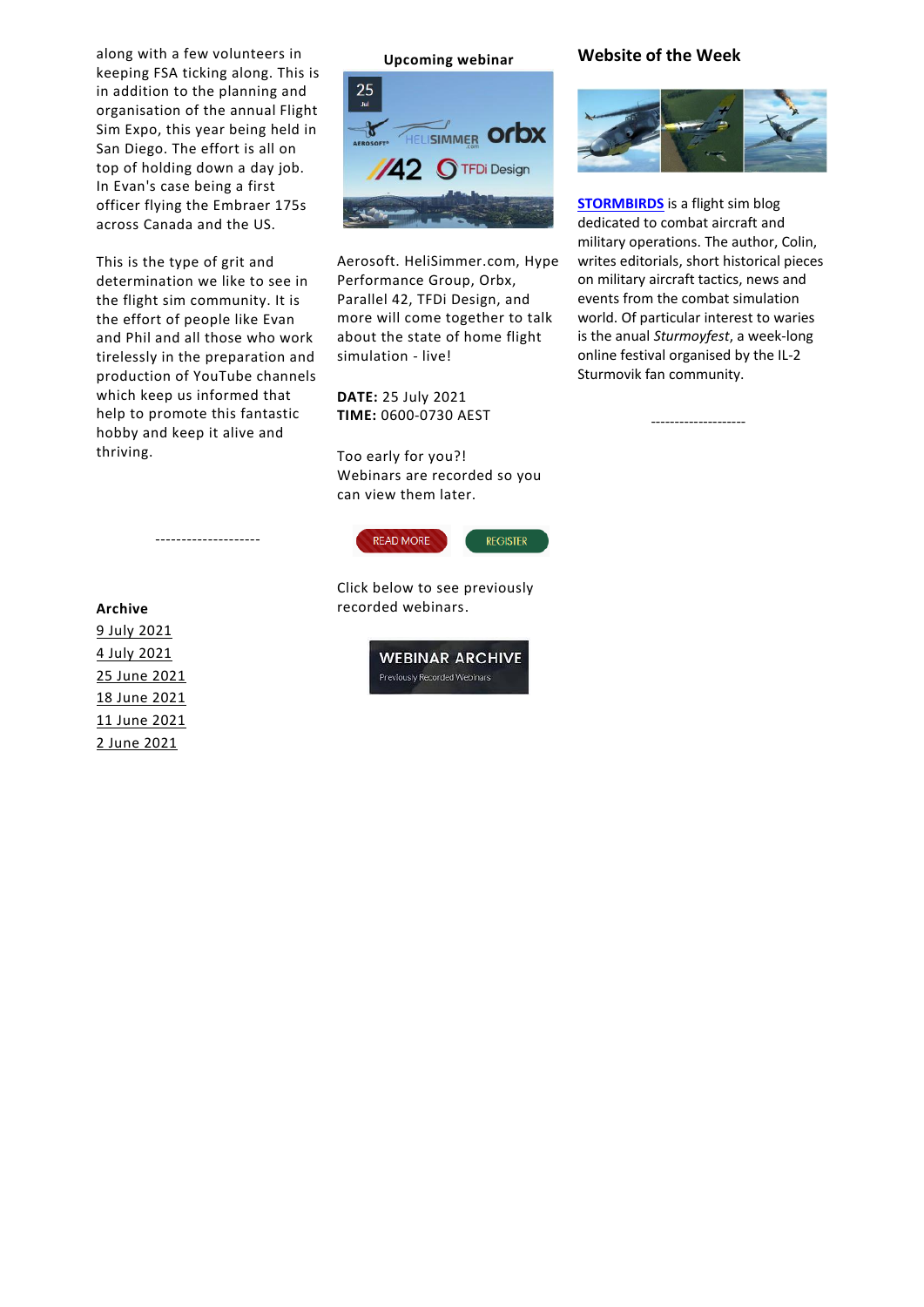along with a few volunteers in keeping FSA ticking along. This is in addition to the planning and organisation of the annual Flight Sim Expo, this year being held in San Diego. The effort is all on top of holding down a day job. In Evan's case being a first officer flying the Embraer 175s across Canada and the US.

This is the type of grit and determination we like to see in the flight sim community. It is the effort of people like Evan and Phil and all those who work tirelessly in the preparation and production of YouTube channels which keep us informed that help to promote this fantastic hobby and keep it alive and thriving.

--------------------

**Archive**

[9 July 2021](#)
[4 July 2021](#)
[25 June 2021](#)
[18 June 2021](#)
[11 June 2021](#)
[2 June 2021](#)

**Upcoming webinar**

Aerosoft. HeliSimmer.com, Hype Performance Group, Orbx, Parallel 42, TFDi Design, and more will come together to talk about the state of home flight simulation - live!

**DATE:** 25 July 2021
**TIME:** 0600-0730 AEST

Too early for you?!
Webinars are recorded so you can view them later.

READ MORE  REGISTER

Click below to see previously recorded webinars.

WEBINAR ARCHIVE
Previously Recorded Webinars

## Website of the Week

**[STORMBIRDS](#)** is a flight sim blog dedicated to combat aircraft and military operations. The author, Colin, writes editorials, short historical pieces on military aircraft tactics, news and events from the combat simulation world. Of particular interest to waries is the anual *Sturmoyfest*, a week-long online festival organised by the IL-2 Sturmovik fan community.

--------------------